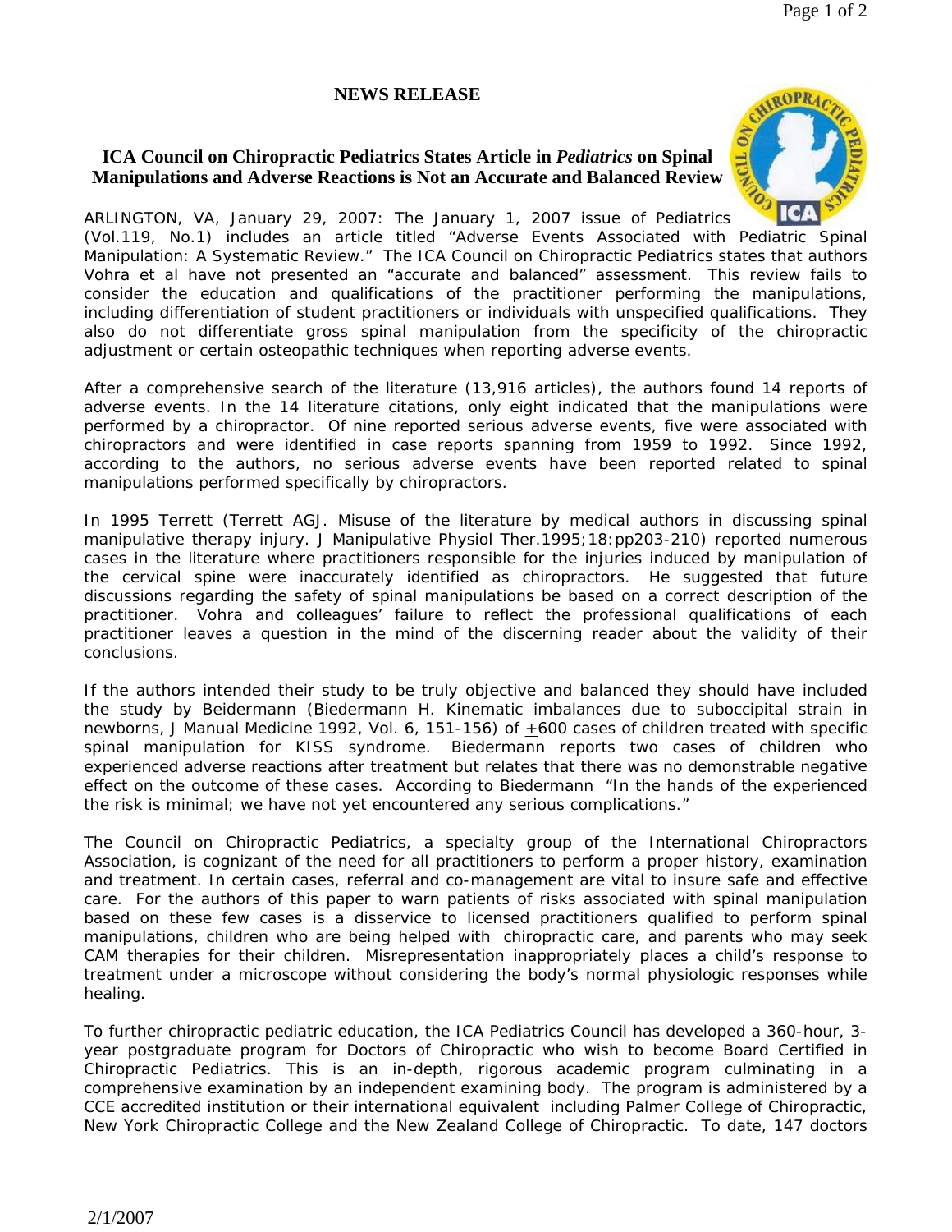## NEWS RELEASE

### ICA Council on Chiropractic Pediatrics States Article in *Pediatrics* on Spinal Manipulations and Adverse Reactions is Not an Accurate and Balanced Review

ARLINGTON, VA, January 29, 2007: The January 1, 2007 issue of Pediatrics (Vol.119, No.1) includes an article titled "Adverse Events Associated with Pediatric Spinal Manipulation: A Systematic Review." The ICA Council on Chiropractic Pediatrics states that authors Vohra et al have not presented an "accurate and balanced" assessment. This review fails to consider the education and qualifications of the practitioner performing the manipulations, including differentiation of student practitioners or individuals with unspecified qualifications. They also do not differentiate gross spinal manipulation from the specificity of the chiropractic adjustment or certain osteopathic techniques when reporting adverse events.

After a comprehensive search of the literature (13,916 articles), the authors found 14 reports of adverse events. In the 14 literature citations, only eight indicated that the manipulations were performed by a chiropractor. Of nine reported serious adverse events, five were associated with chiropractors and were identified in case reports spanning from 1959 to 1992. Since 1992, according to the authors, no serious adverse events have been reported related to spinal manipulations performed specifically by chiropractors.

In 1995 Terrett (Terrett AGJ. Misuse of the literature by medical authors in discussing spinal manipulative therapy injury. J Manipulative Physiol Ther.1995;18:pp203-210) reported numerous cases in the literature where practitioners responsible for the injuries induced by manipulation of the cervical spine were inaccurately identified as chiropractors. He suggested that future discussions regarding the safety of spinal manipulations be based on a correct description of the practitioner. Vohra and colleagues' failure to reflect the professional qualifications of each practitioner leaves a question in the mind of the discerning reader about the validity of their conclusions.

If the authors intended their study to be truly objective and balanced they should have included the study by Beidermann (Biedermann H. Kinematic imbalances due to suboccipital strain in newborns, J Manual Medicine 1992, Vol. 6, 151-156) of ±600 cases of children treated with specific spinal manipulation for KISS syndrome. Biedermann reports two cases of children who experienced adverse reactions after treatment but relates that there was no demonstrable negative effect on the outcome of these cases. According to Biedermann "In the hands of the experienced the risk is minimal; we have not yet encountered any serious complications."

The Council on Chiropractic Pediatrics, a specialty group of the International Chiropractors Association, is cognizant of the need for all practitioners to perform a proper history, examination and treatment. In certain cases, referral and co-management are vital to insure safe and effective care. For the authors of this paper to warn patients of risks associated with spinal manipulation based on these few cases is a disservice to licensed practitioners qualified to perform spinal manipulations, children who are being helped with chiropractic care, and parents who may seek CAM therapies for their children. Misrepresentation inappropriately places a child's response to treatment under a microscope without considering the body's normal physiologic responses while healing.

To further chiropractic pediatric education, the ICA Pediatrics Council has developed a 360-hour, 3-year postgraduate program for Doctors of Chiropractic who wish to become Board Certified in Chiropractic Pediatrics. This is an in-depth, rigorous academic program culminating in a comprehensive examination by an independent examining body. The program is administered by a CCE accredited institution or their international equivalent including Palmer College of Chiropractic, New York Chiropractic College and the New Zealand College of Chiropractic. To date, 147 doctors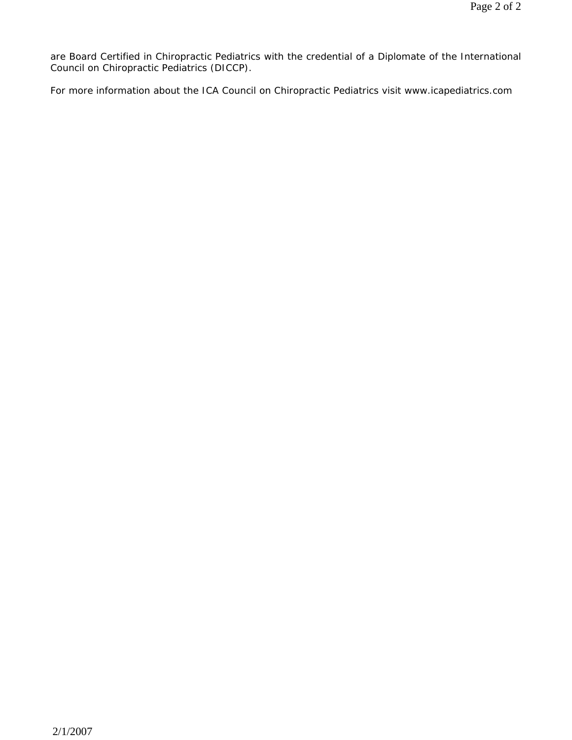are Board Certified in Chiropractic Pediatrics with the credential of a Diplomate of the International Council on Chiropractic Pediatrics (DICCP).

For more information about the ICA Council on Chiropractic Pediatrics visit www.icapediatrics.com